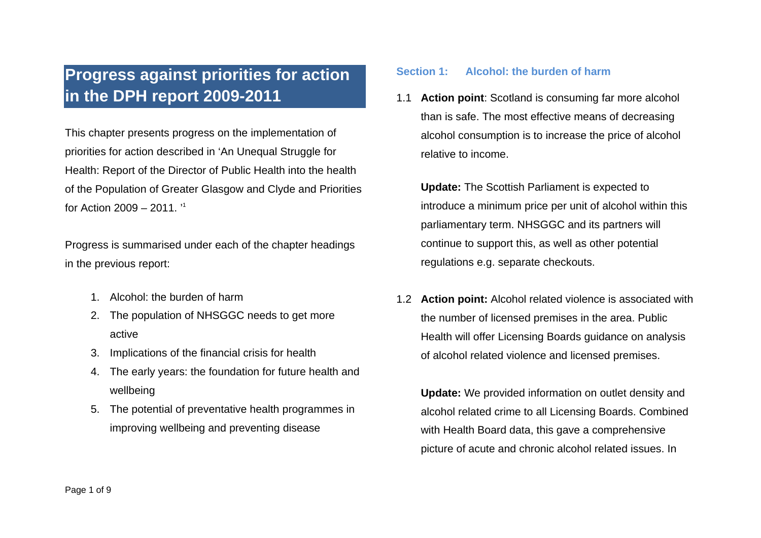# Progress against priorities for action in the DPH report 2009-2011

This chapter presents progress on the implementation of priorities for action described in 'An Unequal Struggle for Health: Report of the Director of Public Health into the health of the Population of Greater Glasgow and Clyde and Priorities for Action 2009 – 2011. '[1]

Progress is summarised under each of the chapter headings in the previous report:

1. Alcohol: the burden of harm
2. The population of NHSGGC needs to get more active
3. Implications of the financial crisis for health
4. The early years: the foundation for future health and wellbeing
5. The potential of preventative health programmes in improving wellbeing and preventing disease

## Section 1: Alcohol: the burden of harm

1.1 **Action point**: Scotland is consuming far more alcohol than is safe. The most effective means of decreasing alcohol consumption is to increase the price of alcohol relative to income.

**Update:** The Scottish Parliament is expected to introduce a minimum price per unit of alcohol within this parliamentary term. NHSGGC and its partners will continue to support this, as well as other potential regulations e.g. separate checkouts.

1.2 **Action point:** Alcohol related violence is associated with the number of licensed premises in the area. Public Health will offer Licensing Boards guidance on analysis of alcohol related violence and licensed premises.

**Update:** We provided information on outlet density and alcohol related crime to all Licensing Boards. Combined with Health Board data, this gave a comprehensive picture of acute and chronic alcohol related issues. In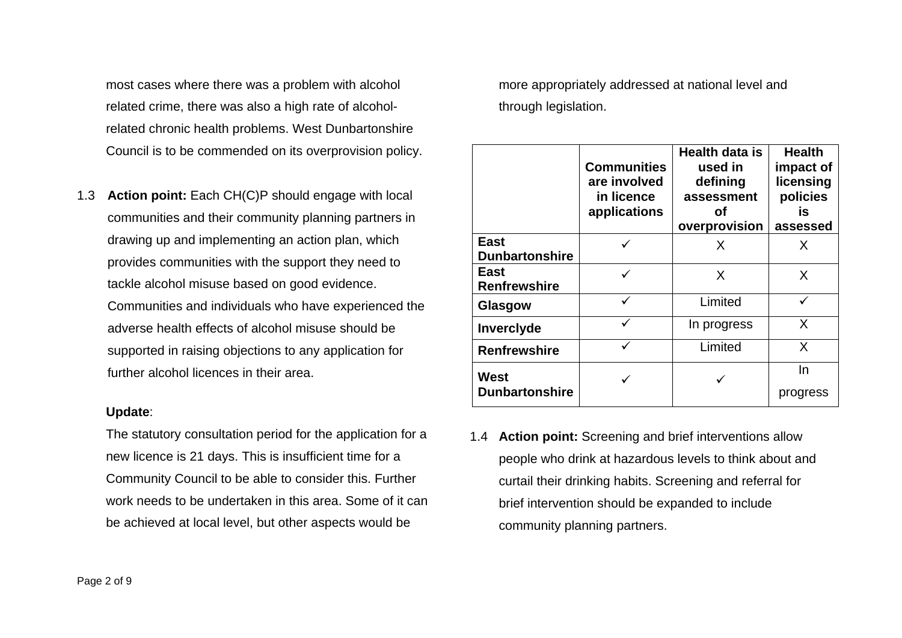most cases where there was a problem with alcohol related crime, there was also a high rate of alcohol-related chronic health problems. West Dunbartonshire Council is to be commended on its overprovision policy.

1.3 **Action point:** Each CH(C)P should engage with local communities and their community planning partners in drawing up and implementing an action plan, which provides communities with the support they need to tackle alcohol misuse based on good evidence. Communities and individuals who have experienced the adverse health effects of alcohol misuse should be supported in raising objections to any application for further alcohol licences in their area.

**Update**:

The statutory consultation period for the application for a new licence is 21 days. This is insufficient time for a Community Council to be able to consider this. Further work needs to be undertaken in this area. Some of it can be achieved at local level, but other aspects would be more appropriately addressed at national level and through legislation.

| | **Communities are involved in licence applications** | **Health data is used in defining assessment of overprovision** | **Health impact of licensing policies is assessed** |
|---|---|---|---|
| **East Dunbartonshire** | ✓ | X | X |
| **East Renfrewshire** | ✓ | X | X |
| **Glasgow** | ✓ | Limited | ✓ |
| **Inverclyde** | ✓ | In progress | X |
| **Renfrewshire** | ✓ | Limited | X |
| **West Dunbartonshire** | ✓ | ✓ | In progress |

1.4 **Action point:** Screening and brief interventions allow people who drink at hazardous levels to think about and curtail their drinking habits. Screening and referral for brief intervention should be expanded to include community planning partners.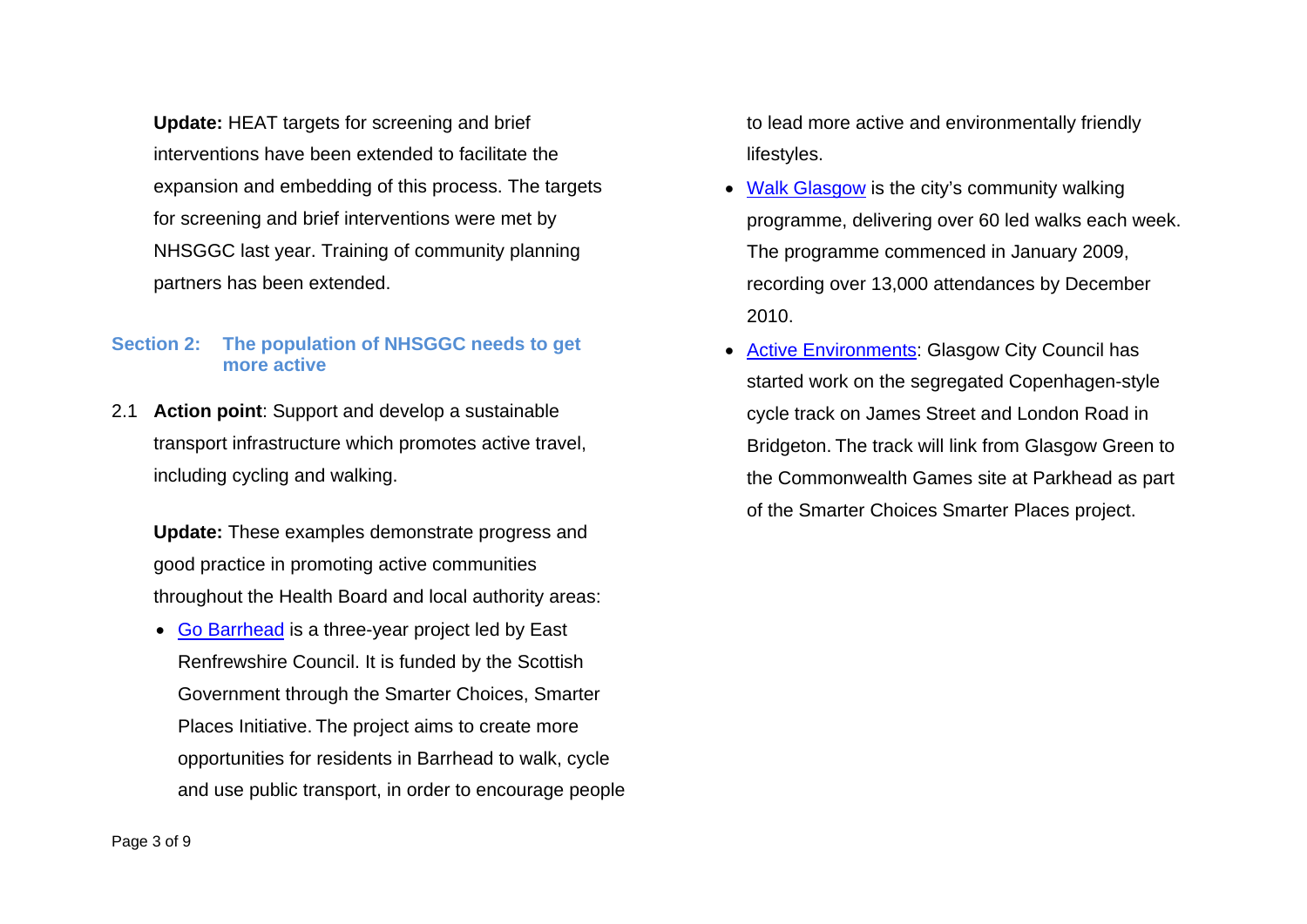**Update:** HEAT targets for screening and brief interventions have been extended to facilitate the expansion and embedding of this process. The targets for screening and brief interventions were met by NHSGGC last year. Training of community planning partners has been extended.

## Section 2: The population of NHSGGC needs to get more active

2.1 **Action point**: Support and develop a sustainable transport infrastructure which promotes active travel, including cycling and walking.

**Update:** These examples demonstrate progress and good practice in promoting active communities throughout the Health Board and local authority areas:

- Go Barrhead is a three-year project led by East Renfrewshire Council. It is funded by the Scottish Government through the Smarter Choices, Smarter Places Initiative. The project aims to create more opportunities for residents in Barrhead to walk, cycle and use public transport, in order to encourage people to lead more active and environmentally friendly lifestyles.
- Walk Glasgow is the city's community walking programme, delivering over 60 led walks each week. The programme commenced in January 2009, recording over 13,000 attendances by December 2010.
- Active Environments: Glasgow City Council has started work on the segregated Copenhagen-style cycle track on James Street and London Road in Bridgeton. The track will link from Glasgow Green to the Commonwealth Games site at Parkhead as part of the Smarter Choices Smarter Places project.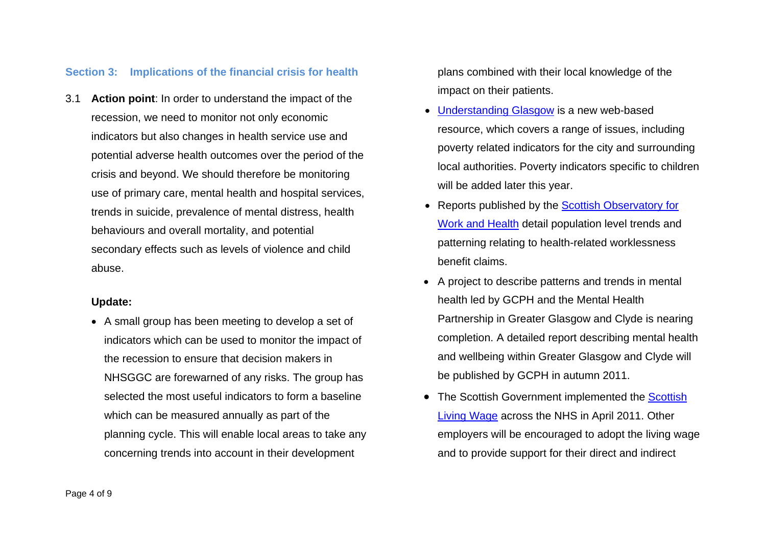## Section 3: Implications of the financial crisis for health

3.1 **Action point**: In order to understand the impact of the recession, we need to monitor not only economic indicators but also changes in health service use and potential adverse health outcomes over the period of the crisis and beyond. We should therefore be monitoring use of primary care, mental health and hospital services, trends in suicide, prevalence of mental distress, health behaviours and overall mortality, and potential secondary effects such as levels of violence and child abuse.

**Update:**

- A small group has been meeting to develop a set of indicators which can be used to monitor the impact of the recession to ensure that decision makers in NHSGGC are forewarned of any risks. The group has selected the most useful indicators to form a baseline which can be measured annually as part of the planning cycle. This will enable local areas to take any concerning trends into account in their development plans combined with their local knowledge of the impact on their patients.
- Understanding Glasgow is a new web-based resource, which covers a range of issues, including poverty related indicators for the city and surrounding local authorities. Poverty indicators specific to children will be added later this year.
- Reports published by the Scottish Observatory for Work and Health detail population level trends and patterning relating to health-related worklessness benefit claims.
- A project to describe patterns and trends in mental health led by GCPH and the Mental Health Partnership in Greater Glasgow and Clyde is nearing completion. A detailed report describing mental health and wellbeing within Greater Glasgow and Clyde will be published by GCPH in autumn 2011.
- The Scottish Government implemented the Scottish Living Wage across the NHS in April 2011. Other employers will be encouraged to adopt the living wage and to provide support for their direct and indirect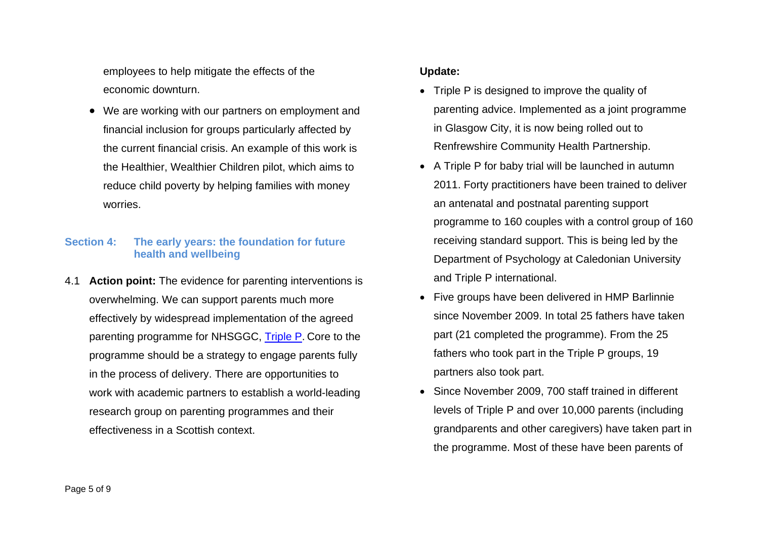employees to help mitigate the effects of the economic downturn.

- We are working with our partners on employment and financial inclusion for groups particularly affected by the current financial crisis. An example of this work is the Healthier, Wealthier Children pilot, which aims to reduce child poverty by helping families with money worries.

## Section 4: The early years: the foundation for future health and wellbeing

4.1 **Action point:** The evidence for parenting interventions is overwhelming. We can support parents much more effectively by widespread implementation of the agreed parenting programme for NHSGGC, Triple P. Core to the programme should be a strategy to engage parents fully in the process of delivery. There are opportunities to work with academic partners to establish a world-leading research group on parenting programmes and their effectiveness in a Scottish context.

**Update:**

- Triple P is designed to improve the quality of parenting advice. Implemented as a joint programme in Glasgow City, it is now being rolled out to Renfrewshire Community Health Partnership.
- A Triple P for baby trial will be launched in autumn 2011. Forty practitioners have been trained to deliver an antenatal and postnatal parenting support programme to 160 couples with a control group of 160 receiving standard support. This is being led by the Department of Psychology at Caledonian University and Triple P international.
- Five groups have been delivered in HMP Barlinnie since November 2009. In total 25 fathers have taken part (21 completed the programme). From the 25 fathers who took part in the Triple P groups, 19 partners also took part.
- Since November 2009, 700 staff trained in different levels of Triple P and over 10,000 parents (including grandparents and other caregivers) have taken part in the programme. Most of these have been parents of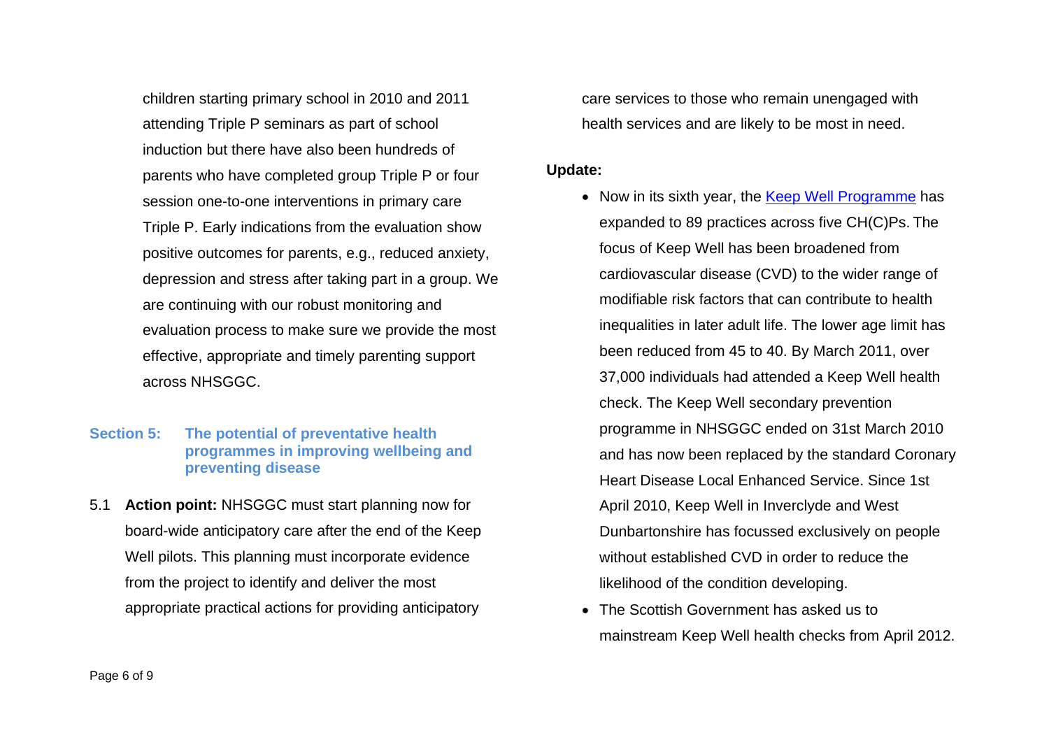children starting primary school in 2010 and 2011 attending Triple P seminars as part of school induction but there have also been hundreds of parents who have completed group Triple P or four session one-to-one interventions in primary care Triple P. Early indications from the evaluation show positive outcomes for parents, e.g., reduced anxiety, depression and stress after taking part in a group. We are continuing with our robust monitoring and evaluation process to make sure we provide the most effective, appropriate and timely parenting support across NHSGGC.

## Section 5: The potential of preventative health programmes in improving wellbeing and preventing disease

5.1 **Action point:** NHSGGC must start planning now for board-wide anticipatory care after the end of the Keep Well pilots. This planning must incorporate evidence from the project to identify and deliver the most appropriate practical actions for providing anticipatory care services to those who remain unengaged with health services and are likely to be most in need.

**Update:**

- Now in its sixth year, the Keep Well Programme has expanded to 89 practices across five CH(C)Ps. The focus of Keep Well has been broadened from cardiovascular disease (CVD) to the wider range of modifiable risk factors that can contribute to health inequalities in later adult life. The lower age limit has been reduced from 45 to 40. By March 2011, over 37,000 individuals had attended a Keep Well health check. The Keep Well secondary prevention programme in NHSGGC ended on 31st March 2010 and has now been replaced by the standard Coronary Heart Disease Local Enhanced Service. Since 1st April 2010, Keep Well in Inverclyde and West Dunbartonshire has focussed exclusively on people without established CVD in order to reduce the likelihood of the condition developing.
- The Scottish Government has asked us to mainstream Keep Well health checks from April 2012.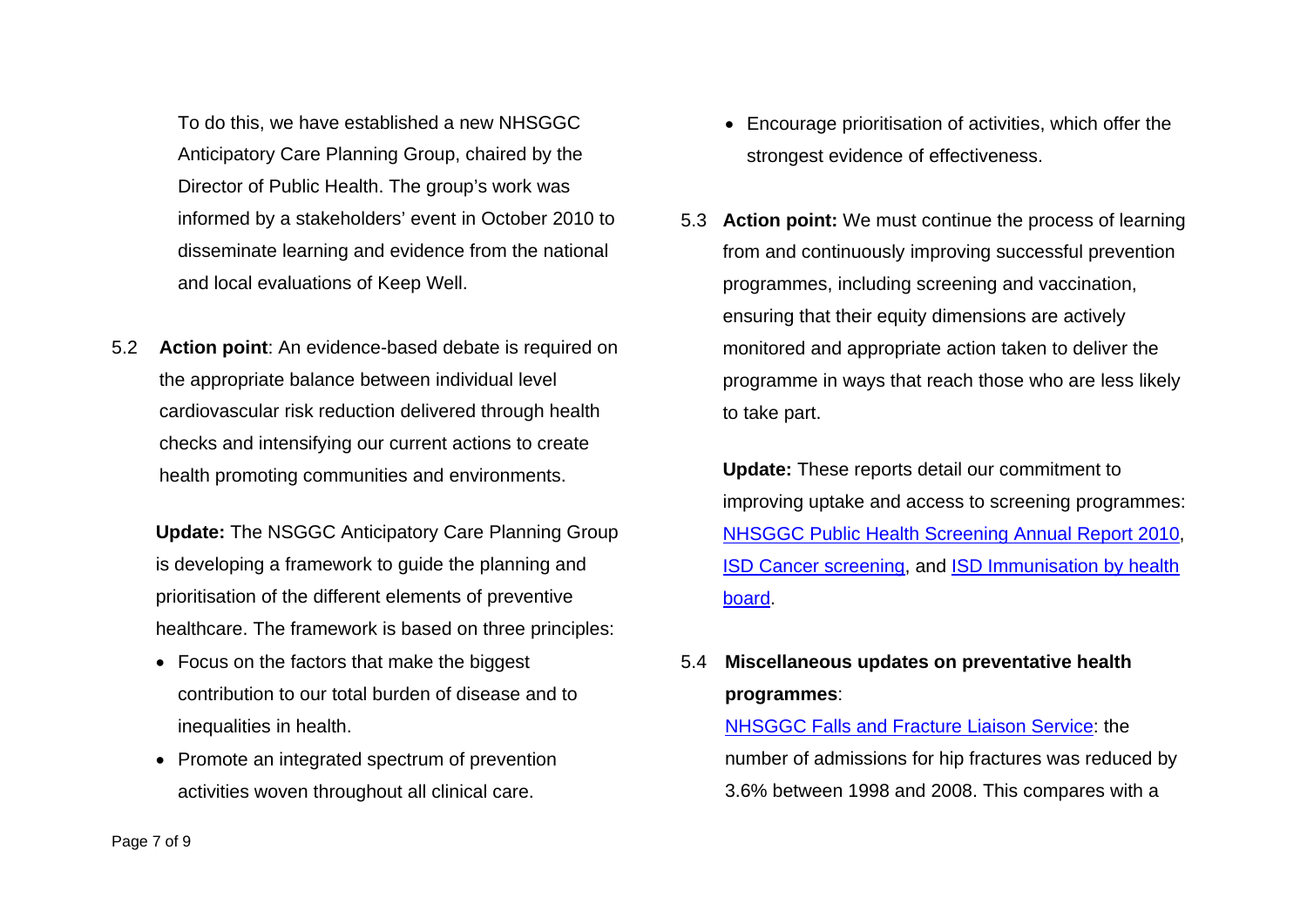To do this, we have established a new NHSGGC Anticipatory Care Planning Group, chaired by the Director of Public Health. The group's work was informed by a stakeholders' event in October 2010 to disseminate learning and evidence from the national and local evaluations of Keep Well.

5.2 **Action point**: An evidence-based debate is required on the appropriate balance between individual level cardiovascular risk reduction delivered through health checks and intensifying our current actions to create health promoting communities and environments.

**Update:** The NSGGC Anticipatory Care Planning Group is developing a framework to guide the planning and prioritisation of the different elements of preventive healthcare. The framework is based on three principles:

- Focus on the factors that make the biggest contribution to our total burden of disease and to inequalities in health.
- Promote an integrated spectrum of prevention activities woven throughout all clinical care.
- Encourage prioritisation of activities, which offer the strongest evidence of effectiveness.

5.3 **Action point:** We must continue the process of learning from and continuously improving successful prevention programmes, including screening and vaccination, ensuring that their equity dimensions are actively monitored and appropriate action taken to deliver the programme in ways that reach those who are less likely to take part.

**Update:** These reports detail our commitment to improving uptake and access to screening programmes: NHSGGC Public Health Screening Annual Report 2010, ISD Cancer screening, and ISD Immunisation by health board.

5.4 **Miscellaneous updates on preventative health programmes**:

NHSGGC Falls and Fracture Liaison Service: the number of admissions for hip fractures was reduced by 3.6% between 1998 and 2008. This compares with a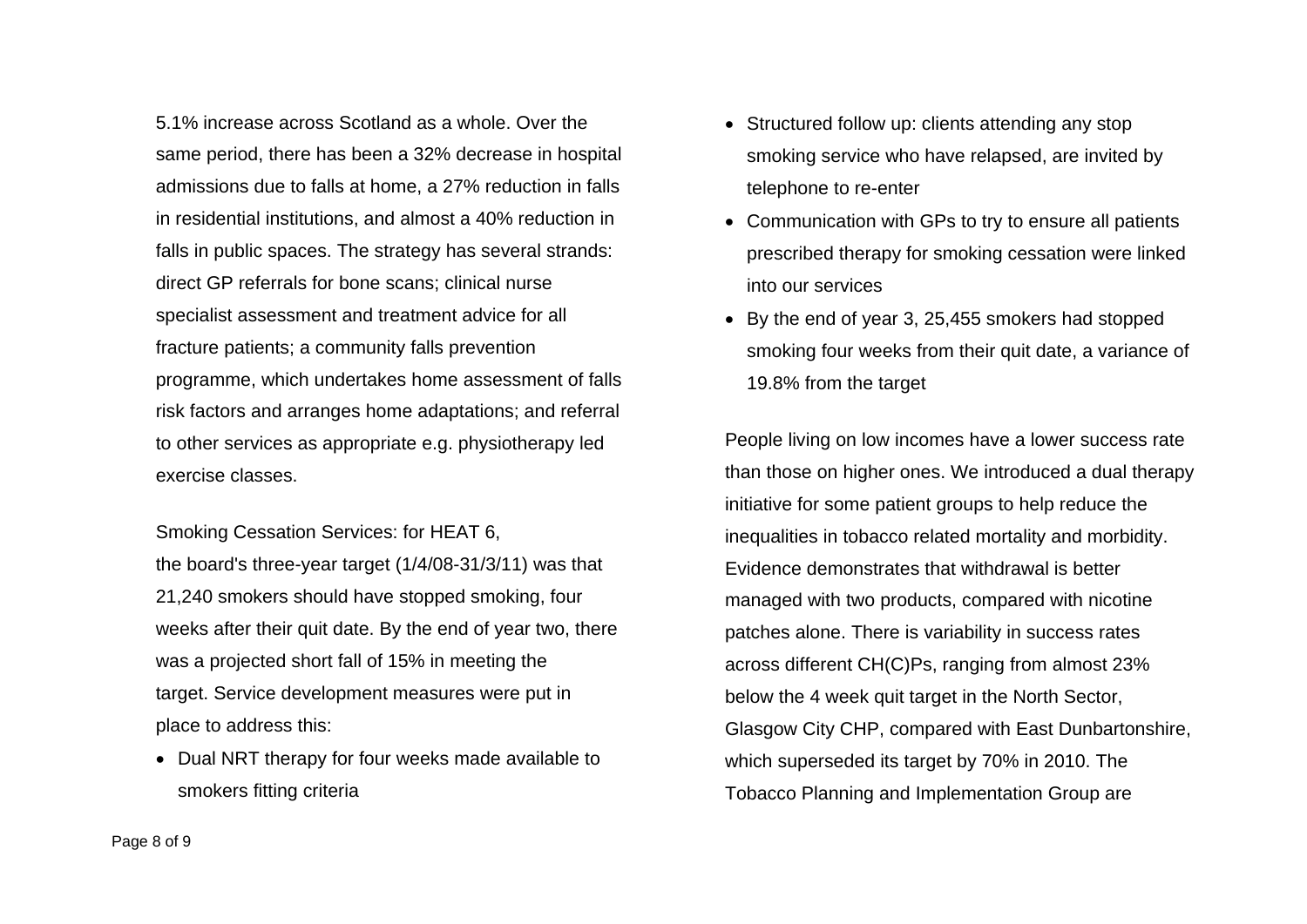5.1% increase across Scotland as a whole. Over the same period, there has been a 32% decrease in hospital admissions due to falls at home, a 27% reduction in falls in residential institutions, and almost a 40% reduction in falls in public spaces. The strategy has several strands: direct GP referrals for bone scans; clinical nurse specialist assessment and treatment advice for all fracture patients; a community falls prevention programme, which undertakes home assessment of falls risk factors and arranges home adaptations; and referral to other services as appropriate e.g. physiotherapy led exercise classes.

Smoking Cessation Services: for HEAT 6, the board's three-year target (1/4/08-31/3/11) was that 21,240 smokers should have stopped smoking, four weeks after their quit date. By the end of year two, there was a projected short fall of 15% in meeting the target. Service development measures were put in place to address this:

- Dual NRT therapy for four weeks made available to smokers fitting criteria
- Structured follow up: clients attending any stop smoking service who have relapsed, are invited by telephone to re-enter
- Communication with GPs to try to ensure all patients prescribed therapy for smoking cessation were linked into our services
- By the end of year 3, 25,455 smokers had stopped smoking four weeks from their quit date, a variance of 19.8% from the target

People living on low incomes have a lower success rate than those on higher ones. We introduced a dual therapy initiative for some patient groups to help reduce the inequalities in tobacco related mortality and morbidity. Evidence demonstrates that withdrawal is better managed with two products, compared with nicotine patches alone. There is variability in success rates across different CH(C)Ps, ranging from almost 23% below the 4 week quit target in the North Sector, Glasgow City CHP, compared with East Dunbartonshire, which superseded its target by 70% in 2010. The Tobacco Planning and Implementation Group are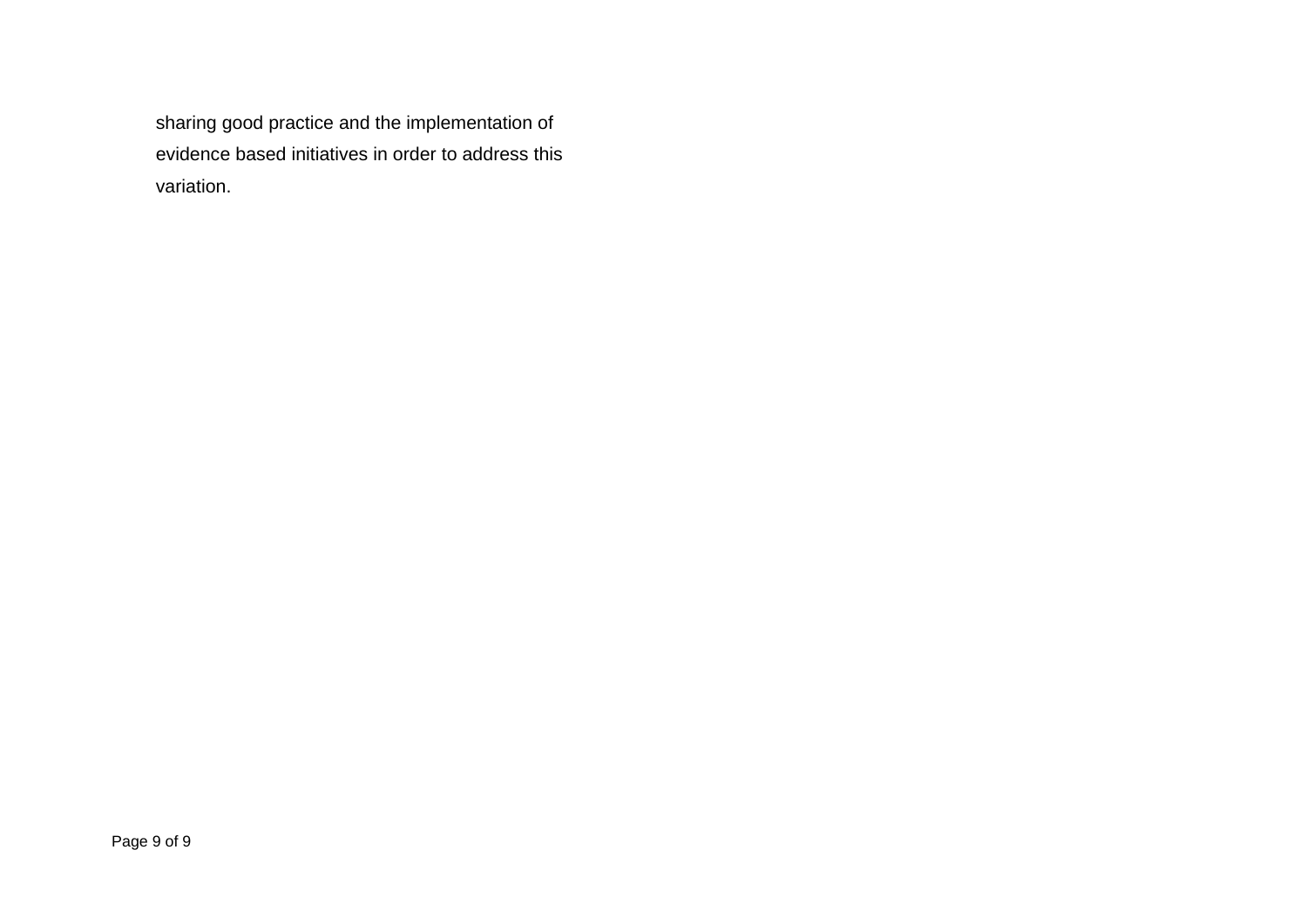sharing good practice and the implementation of evidence based initiatives in order to address this variation.